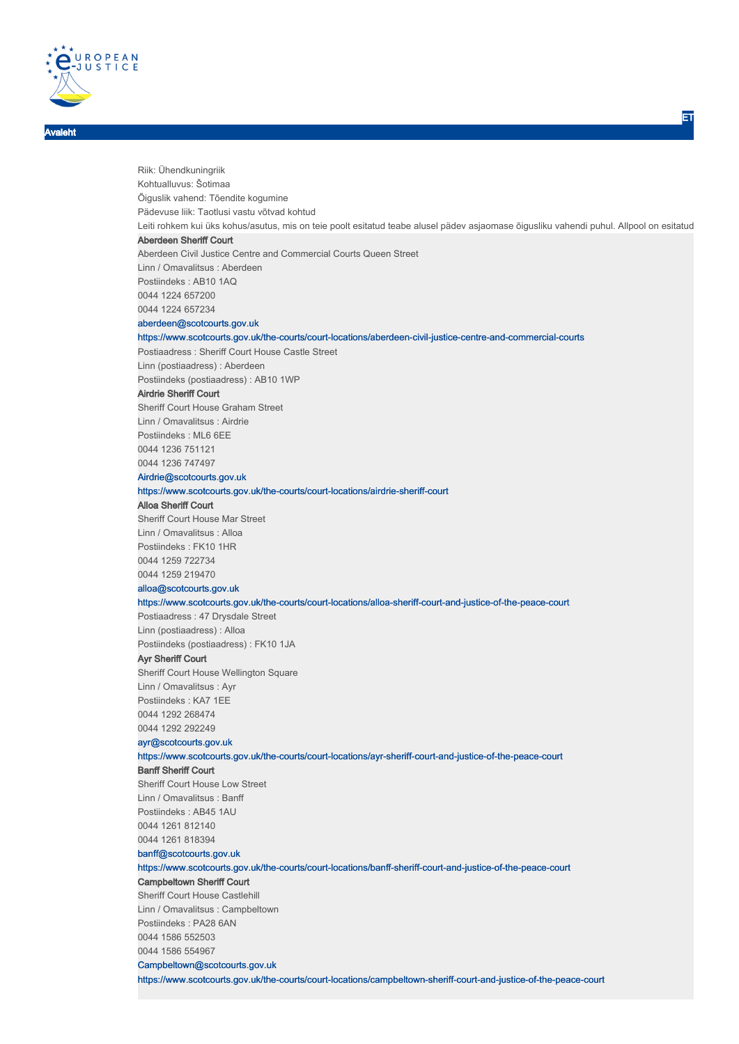Avaleht

ET

Riik: Ühendkuningriik

Kohtualluvus: Šotimaa

Õiguslik vahend: Tõendite kogumine

Pädevuse liik: Taotlusi vastu võtvad kohtud

Leiti rohkem kui üks kohus/asutus, mis on teie poolt esitatud teabe alusel pädev asjaomase õigusliku vahendi puhul. Allpool on esitatud

**Aberdeen Sheriff Court**

Aberdeen Civil Justice Centre and Commercial Courts Queen Street

Linn / Omavalitsus : Aberdeen

Postiindeks : AB10 1AQ

0044 1224 657200

0044 1224 657234

aberdeen@scotcourts.gov.uk

https://www.scotcourts.gov.uk/the-courts/court-locations/aberdeen-civil-justice-centre-and-commercial-courts

Postiaadress : Sheriff Court House Castle Street

Linn (postiaadress) : Aberdeen

Postiindeks (postiaadress) : AB10 1WP

**Airdrie Sheriff Court**

Sheriff Court House Graham Street

Linn / Omavalitsus : Airdrie

Postiindeks : ML6 6EE

0044 1236 751121

0044 1236 747497

Airdrie@scotcourts.gov.uk

https://www.scotcourts.gov.uk/the-courts/court-locations/airdrie-sheriff-court

**Alloa Sheriff Court**

Sheriff Court House Mar Street

Linn / Omavalitsus : Alloa

Postiindeks : FK10 1HR

0044 1259 722734

0044 1259 219470

alloa@scotcourts.gov.uk

https://www.scotcourts.gov.uk/the-courts/court-locations/alloa-sheriff-court-and-justice-of-the-peace-court

Postiaadress : 47 Drysdale Street

Linn (postiaadress) : Alloa

Postiindeks (postiaadress) : FK10 1JA

**Ayr Sheriff Court**

Sheriff Court House Wellington Square

Linn / Omavalitsus : Ayr

Postiindeks : KA7 1EE

0044 1292 268474

0044 1292 292249

ayr@scotcourts.gov.uk

https://www.scotcourts.gov.uk/the-courts/court-locations/ayr-sheriff-court-and-justice-of-the-peace-court

**Banff Sheriff Court**

Sheriff Court House Low Street

Linn / Omavalitsus : Banff

Postiindeks : AB45 1AU

0044 1261 812140

0044 1261 818394

banff@scotcourts.gov.uk

https://www.scotcourts.gov.uk/the-courts/court-locations/banff-sheriff-court-and-justice-of-the-peace-court

**Campbeltown Sheriff Court**

Sheriff Court House Castlehill

Linn / Omavalitsus : Campbeltown

Postiindeks : PA28 6AN

0044 1586 552503

0044 1586 554967

Campbeltown@scotcourts.gov.uk

https://www.scotcourts.gov.uk/the-courts/court-locations/campbeltown-sheriff-court-and-justice-of-the-peace-court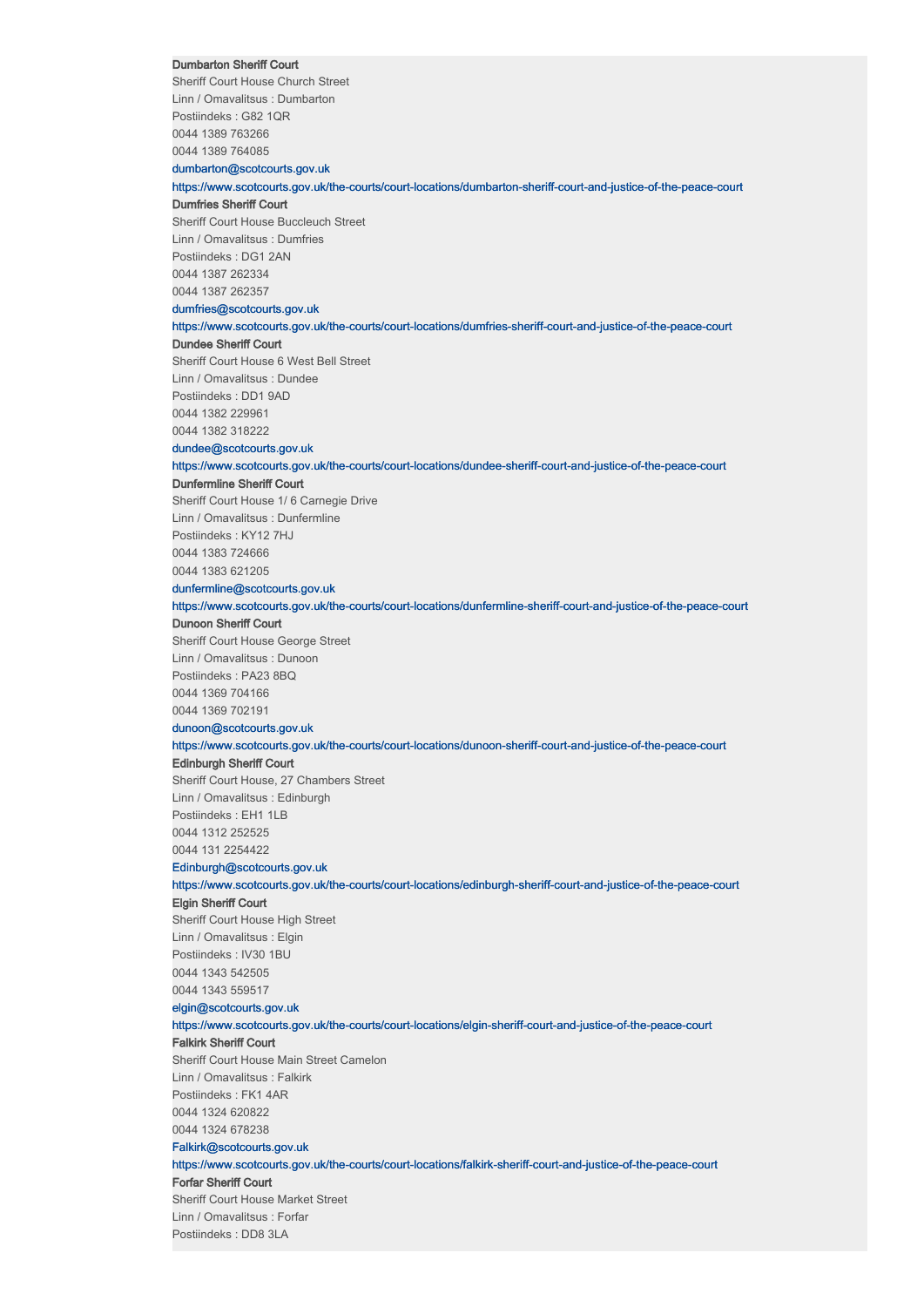**Dumbarton Sheriff Court**
Sheriff Court House Church Street
Linn / Omavalitsus : Dumbarton
Postiindeks : G82 1QR
0044 1389 763266
0044 1389 764085
dumbarton@scotcourts.gov.uk
https://www.scotcourts.gov.uk/the-courts/court-locations/dumbarton-sheriff-court-and-justice-of-the-peace-court

**Dumfries Sheriff Court**
Sheriff Court House Buccleuch Street
Linn / Omavalitsus : Dumfries
Postiindeks : DG1 2AN
0044 1387 262334
0044 1387 262357
dumfries@scotcourts.gov.uk
https://www.scotcourts.gov.uk/the-courts/court-locations/dumfries-sheriff-court-and-justice-of-the-peace-court

**Dundee Sheriff Court**
Sheriff Court House 6 West Bell Street
Linn / Omavalitsus : Dundee
Postiindeks : DD1 9AD
0044 1382 229961
0044 1382 318222
dundee@scotcourts.gov.uk
https://www.scotcourts.gov.uk/the-courts/court-locations/dundee-sheriff-court-and-justice-of-the-peace-court

**Dunfermline Sheriff Court**
Sheriff Court House 1/ 6 Carnegie Drive
Linn / Omavalitsus : Dunfermline
Postiindeks : KY12 7HJ
0044 1383 724666
0044 1383 621205
dunfermline@scotcourts.gov.uk
https://www.scotcourts.gov.uk/the-courts/court-locations/dunfermline-sheriff-court-and-justice-of-the-peace-court

**Dunoon Sheriff Court**
Sheriff Court House George Street
Linn / Omavalitsus : Dunoon
Postiindeks : PA23 8BQ
0044 1369 704166
0044 1369 702191
dunoon@scotcourts.gov.uk
https://www.scotcourts.gov.uk/the-courts/court-locations/dunoon-sheriff-court-and-justice-of-the-peace-court

**Edinburgh Sheriff Court**
Sheriff Court House, 27 Chambers Street
Linn / Omavalitsus : Edinburgh
Postiindeks : EH1 1LB
0044 1312 252525
0044 131 2254422
Edinburgh@scotcourts.gov.uk
https://www.scotcourts.gov.uk/the-courts/court-locations/edinburgh-sheriff-court-and-justice-of-the-peace-court

**Elgin Sheriff Court**
Sheriff Court House High Street
Linn / Omavalitsus : Elgin
Postiindeks : IV30 1BU
0044 1343 542505
0044 1343 559517
elgin@scotcourts.gov.uk
https://www.scotcourts.gov.uk/the-courts/court-locations/elgin-sheriff-court-and-justice-of-the-peace-court

**Falkirk Sheriff Court**
Sheriff Court House Main Street Camelon
Linn / Omavalitsus : Falkirk
Postiindeks : FK1 4AR
0044 1324 620822
0044 1324 678238
Falkirk@scotcourts.gov.uk
https://www.scotcourts.gov.uk/the-courts/court-locations/falkirk-sheriff-court-and-justice-of-the-peace-court

**Forfar Sheriff Court**
Sheriff Court House Market Street
Linn / Omavalitsus : Forfar
Postiindeks : DD8 3LA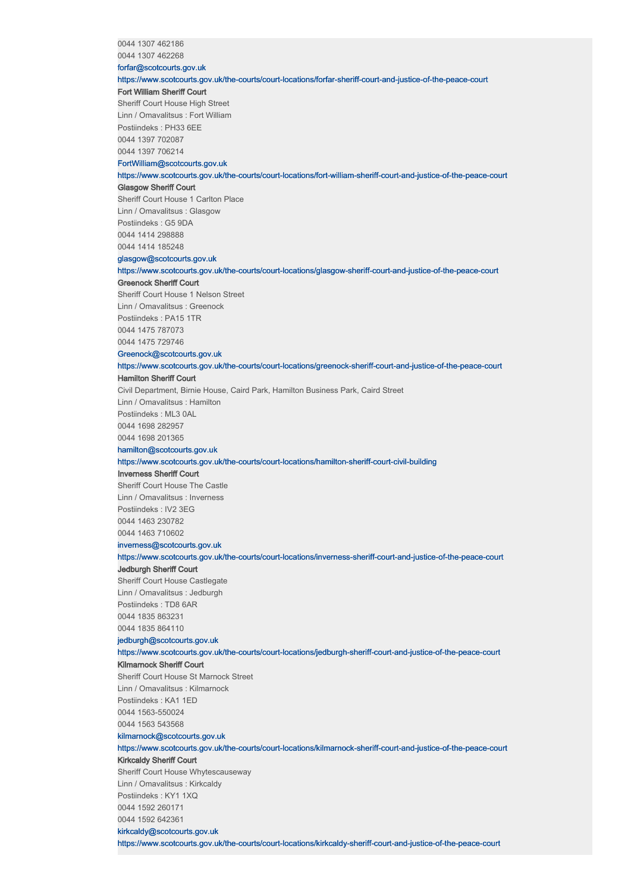0044 1307 462186

0044 1307 462268

forfar@scotcourts.gov.uk

https://www.scotcourts.gov.uk/the-courts/court-locations/forfar-sheriff-court-and-justice-of-the-peace-court

**Fort William Sheriff Court**

Sheriff Court House High Street

Linn / Omavalitsus : Fort William

Postiindeks : PH33 6EE

0044 1397 702087

0044 1397 706214

FortWilliam@scotcourts.gov.uk

https://www.scotcourts.gov.uk/the-courts/court-locations/fort-william-sheriff-court-and-justice-of-the-peace-court

**Glasgow Sheriff Court**

Sheriff Court House 1 Carlton Place

Linn / Omavalitsus : Glasgow

Postiindeks : G5 9DA

0044 1414 298888

0044 1414 185248

glasgow@scotcourts.gov.uk

https://www.scotcourts.gov.uk/the-courts/court-locations/glasgow-sheriff-court-and-justice-of-the-peace-court

**Greenock Sheriff Court**

Sheriff Court House 1 Nelson Street

Linn / Omavalitsus : Greenock

Postiindeks : PA15 1TR

0044 1475 787073

0044 1475 729746

Greenock@scotcourts.gov.uk

https://www.scotcourts.gov.uk/the-courts/court-locations/greenock-sheriff-court-and-justice-of-the-peace-court

**Hamilton Sheriff Court**

Civil Department, Birnie House, Caird Park, Hamilton Business Park, Caird Street

Linn / Omavalitsus : Hamilton

Postiindeks : ML3 0AL

0044 1698 282957

0044 1698 201365

hamilton@scotcourts.gov.uk

https://www.scotcourts.gov.uk/the-courts/court-locations/hamilton-sheriff-court-civil-building

**Inverness Sheriff Court**

Sheriff Court House The Castle

Linn / Omavalitsus : Inverness

Postiindeks : IV2 3EG

0044 1463 230782

0044 1463 710602

inverness@scotcourts.gov.uk

https://www.scotcourts.gov.uk/the-courts/court-locations/inverness-sheriff-court-and-justice-of-the-peace-court

**Jedburgh Sheriff Court**

Sheriff Court House Castlegate

Linn / Omavalitsus : Jedburgh

Postiindeks : TD8 6AR

0044 1835 863231

0044 1835 864110

jedburgh@scotcourts.gov.uk

https://www.scotcourts.gov.uk/the-courts/court-locations/jedburgh-sheriff-court-and-justice-of-the-peace-court

**Kilmarnock Sheriff Court**

Sheriff Court House St Marnock Street

Linn / Omavalitsus : Kilmarnock

Postiindeks : KA1 1ED

0044 1563-550024

0044 1563 543568

kilmarnock@scotcourts.gov.uk

https://www.scotcourts.gov.uk/the-courts/court-locations/kilmarnock-sheriff-court-and-justice-of-the-peace-court

**Kirkcaldy Sheriff Court**

Sheriff Court House Whytescauseway

Linn / Omavalitsus : Kirkcaldy

Postiindeks : KY1 1XQ

0044 1592 260171

0044 1592 642361

kirkcaldy@scotcourts.gov.uk

https://www.scotcourts.gov.uk/the-courts/court-locations/kirkcaldy-sheriff-court-and-justice-of-the-peace-court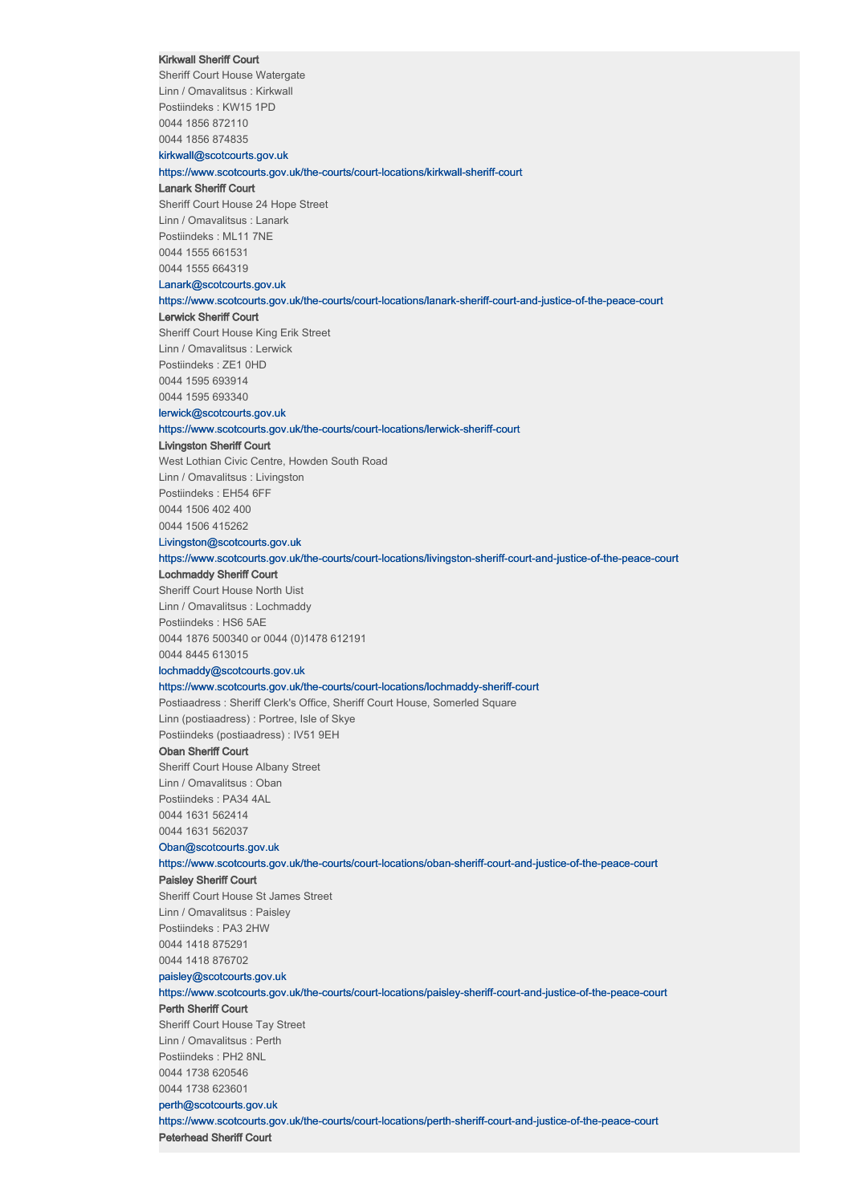**Kirkwall Sheriff Court**
Sheriff Court House Watergate
Linn / Omavalitsus : Kirkwall
Postiindeks : KW15 1PD
0044 1856 872110
0044 1856 874835
kirkwall@scotcourts.gov.uk
https://www.scotcourts.gov.uk/the-courts/court-locations/kirkwall-sheriff-court

**Lanark Sheriff Court**
Sheriff Court House 24 Hope Street
Linn / Omavalitsus : Lanark
Postiindeks : ML11 7NE
0044 1555 661531
0044 1555 664319
Lanark@scotcourts.gov.uk
https://www.scotcourts.gov.uk/the-courts/court-locations/lanark-sheriff-court-and-justice-of-the-peace-court

**Lerwick Sheriff Court**
Sheriff Court House King Erik Street
Linn / Omavalitsus : Lerwick
Postiindeks : ZE1 0HD
0044 1595 693914
0044 1595 693340
lerwick@scotcourts.gov.uk
https://www.scotcourts.gov.uk/the-courts/court-locations/lerwick-sheriff-court

**Livingston Sheriff Court**
West Lothian Civic Centre, Howden South Road
Linn / Omavalitsus : Livingston
Postiindeks : EH54 6FF
0044 1506 402 400
0044 1506 415262
Livingston@scotcourts.gov.uk
https://www.scotcourts.gov.uk/the-courts/court-locations/livingston-sheriff-court-and-justice-of-the-peace-court

**Lochmaddy Sheriff Court**
Sheriff Court House North Uist
Linn / Omavalitsus : Lochmaddy
Postiindeks : HS6 5AE
0044 1876 500340 or 0044 (0)1478 612191
0044 8445 613015
lochmaddy@scotcourts.gov.uk
https://www.scotcourts.gov.uk/the-courts/court-locations/lochmaddy-sheriff-court
Postiaadress : Sheriff Clerk's Office, Sheriff Court House, Somerled Square
Linn (postiaadress) : Portree, Isle of Skye
Postiindeks (postiaadress) : IV51 9EH

**Oban Sheriff Court**
Sheriff Court House Albany Street
Linn / Omavalitsus : Oban
Postiindeks : PA34 4AL
0044 1631 562414
0044 1631 562037
Oban@scotcourts.gov.uk
https://www.scotcourts.gov.uk/the-courts/court-locations/oban-sheriff-court-and-justice-of-the-peace-court

**Paisley Sheriff Court**
Sheriff Court House St James Street
Linn / Omavalitsus : Paisley
Postiindeks : PA3 2HW
0044 1418 875291
0044 1418 876702
paisley@scotcourts.gov.uk
https://www.scotcourts.gov.uk/the-courts/court-locations/paisley-sheriff-court-and-justice-of-the-peace-court

**Perth Sheriff Court**
Sheriff Court House Tay Street
Linn / Omavalitsus : Perth
Postiindeks : PH2 8NL
0044 1738 620546
0044 1738 623601
perth@scotcourts.gov.uk
https://www.scotcourts.gov.uk/the-courts/court-locations/perth-sheriff-court-and-justice-of-the-peace-court

**Peterhead Sheriff Court**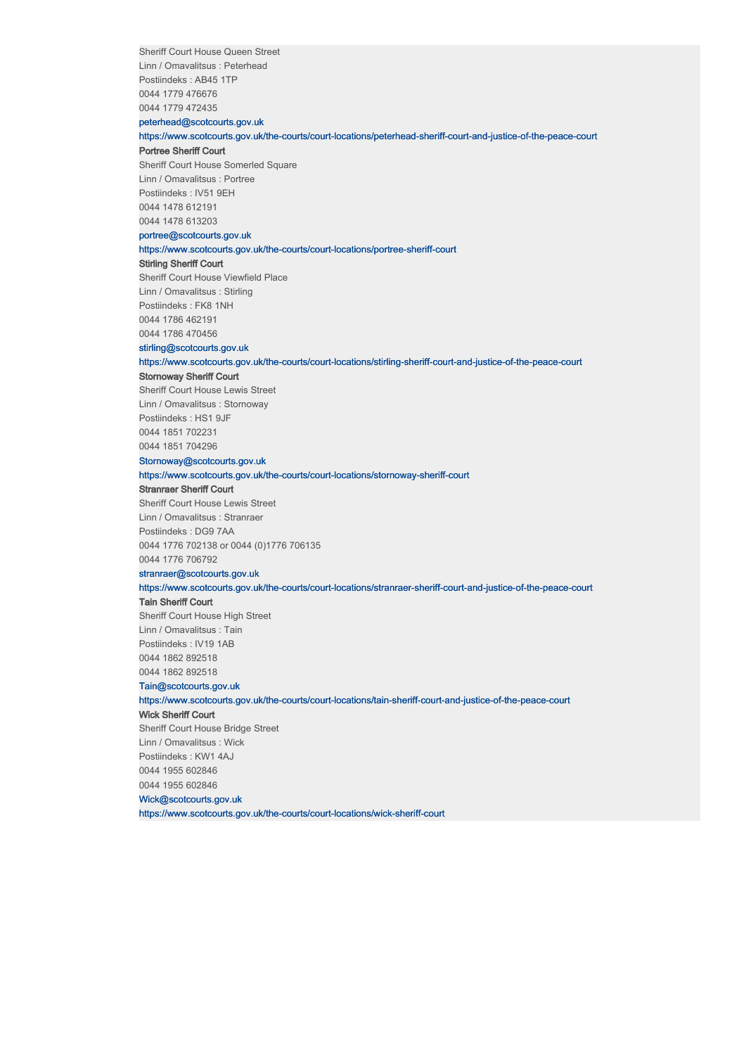Sheriff Court House Queen Street
Linn / Omavalitsus : Peterhead
Postiindeks : AB45 1TP
0044 1779 476676
0044 1779 472435
peterhead@scotcourts.gov.uk
https://www.scotcourts.gov.uk/the-courts/court-locations/peterhead-sheriff-court-and-justice-of-the-peace-court

**Portree Sheriff Court**

Sheriff Court House Somerled Square
Linn / Omavalitsus : Portree
Postiindeks : IV51 9EH
0044 1478 612191
0044 1478 613203
portree@scotcourts.gov.uk
https://www.scotcourts.gov.uk/the-courts/court-locations/portree-sheriff-court

**Stirling Sheriff Court**

Sheriff Court House Viewfield Place
Linn / Omavalitsus : Stirling
Postiindeks : FK8 1NH
0044 1786 462191
0044 1786 470456
stirling@scotcourts.gov.uk
https://www.scotcourts.gov.uk/the-courts/court-locations/stirling-sheriff-court-and-justice-of-the-peace-court

**Stornoway Sheriff Court**

Sheriff Court House Lewis Street
Linn / Omavalitsus : Stornoway
Postiindeks : HS1 9JF
0044 1851 702231
0044 1851 704296
Stornoway@scotcourts.gov.uk
https://www.scotcourts.gov.uk/the-courts/court-locations/stornoway-sheriff-court

**Stranraer Sheriff Court**

Sheriff Court House Lewis Street
Linn / Omavalitsus : Stranraer
Postiindeks : DG9 7AA
0044 1776 702138 or 0044 (0)1776 706135
0044 1776 706792
stranraer@scotcourts.gov.uk
https://www.scotcourts.gov.uk/the-courts/court-locations/stranraer-sheriff-court-and-justice-of-the-peace-court

**Tain Sheriff Court**

Sheriff Court House High Street
Linn / Omavalitsus : Tain
Postiindeks : IV19 1AB
0044 1862 892518
0044 1862 892518
Tain@scotcourts.gov.uk
https://www.scotcourts.gov.uk/the-courts/court-locations/tain-sheriff-court-and-justice-of-the-peace-court

**Wick Sheriff Court**

Sheriff Court House Bridge Street
Linn / Omavalitsus : Wick
Postiindeks : KW1 4AJ
0044 1955 602846
0044 1955 602846
Wick@scotcourts.gov.uk
https://www.scotcourts.gov.uk/the-courts/court-locations/wick-sheriff-court